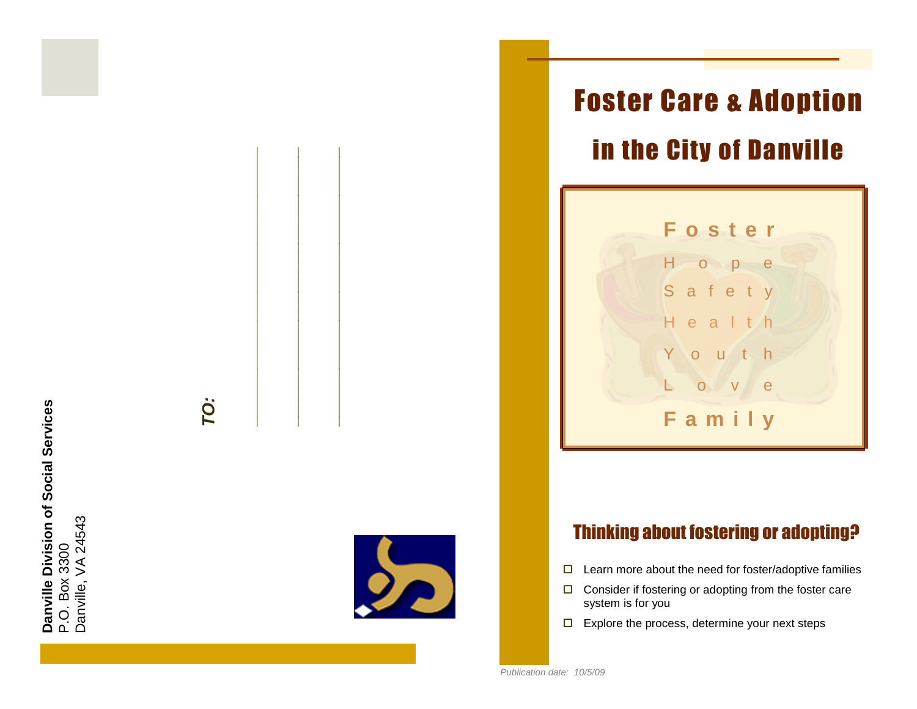**Danville Division of Social Services**
P.O. Box 3300
Danville, VA 24543

***TO:***

# Foster Care & Adoption in the City of Danville

**Foster**
Hope
Safety
Health
Youth
Love
**Family**

## Thinking about fostering or adopting?

- Learn more about the need for foster/adoptive families
- Consider if fostering or adopting from the foster care system is for you
- Explore the process, determine your next steps

*Publication date: 10/5/09*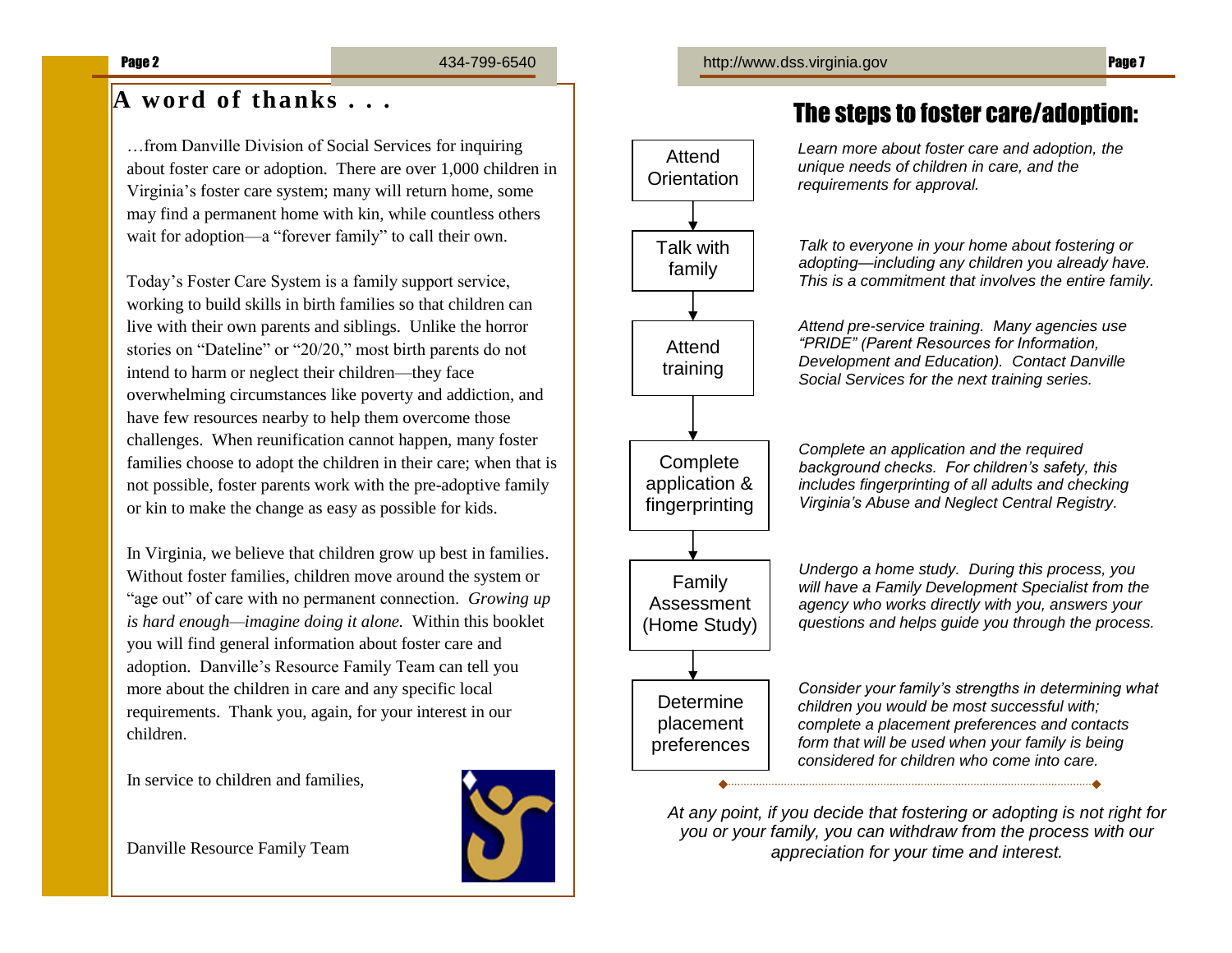## A word of thanks . . .

…from Danville Division of Social Services for inquiring about foster care or adoption. There are over 1,000 children in Virginia's foster care system; many will return home, some may find a permanent home with kin, while countless others wait for adoption—a "forever family" to call their own.

Today's Foster Care System is a family support service, working to build skills in birth families so that children can live with their own parents and siblings. Unlike the horror stories on "Dateline" or "20/20," most birth parents do not intend to harm or neglect their children—they face overwhelming circumstances like poverty and addiction, and have few resources nearby to help them overcome those challenges. When reunification cannot happen, many foster families choose to adopt the children in their care; when that is not possible, foster parents work with the pre-adoptive family or kin to make the change as easy as possible for kids.

In Virginia, we believe that children grow up best in families. Without foster families, children move around the system or "age out" of care with no permanent connection. *Growing up is hard enough—imagine doing it alone.* Within this booklet you will find general information about foster care and adoption. Danville's Resource Family Team can tell you more about the children in care and any specific local requirements. Thank you, again, for your interest in our children.

In service to children and families,

Danville Resource Family Team

## The steps to foster care/adoption:

**Attend Orientation**
*Learn more about foster care and adoption, the unique needs of children in care, and the requirements for approval.*

**Talk with family**
*Talk to everyone in your home about fostering or adopting—including any children you already have. This is a commitment that involves the entire family.*

**Attend training**
*Attend pre-service training. Many agencies use "PRIDE" (Parent Resources for Information, Development and Education). Contact Danville Social Services for the next training series.*

**Complete application & fingerprinting**
*Complete an application and the required background checks. For children's safety, this includes fingerprinting of all adults and checking Virginia's Abuse and Neglect Central Registry.*

**Family Assessment (Home Study)**
*Undergo a home study. During this process, you will have a Family Development Specialist from the agency who works directly with you, answers your questions and helps guide you through the process.*

**Determine placement preferences**
*Consider your family's strengths in determining what children you would be most successful with; complete a placement preferences and contacts form that will be used when your family is being considered for children who come into care.*

*At any point, if you decide that fostering or adopting is not right for you or your family, you can withdraw from the process with our appreciation for your time and interest.*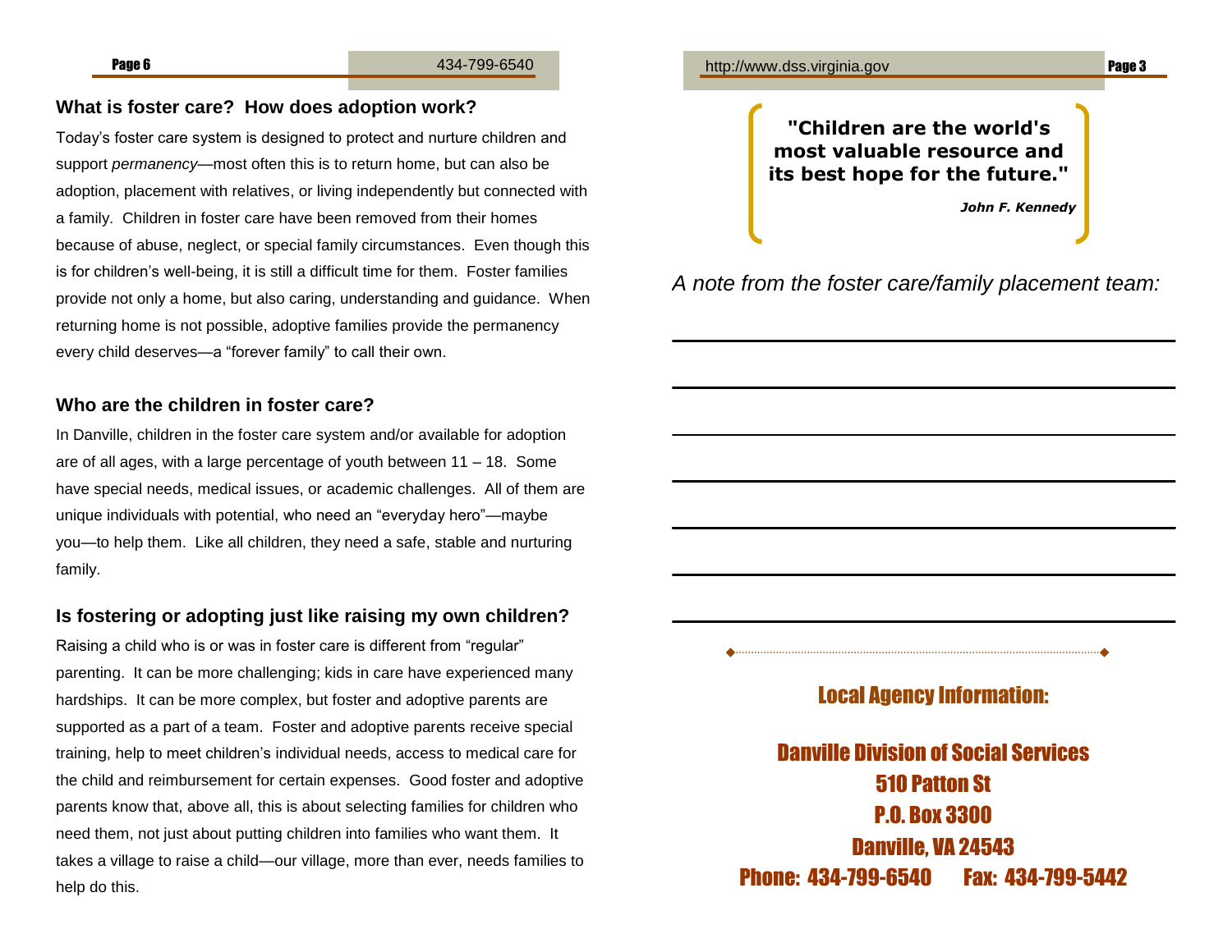## What is foster care? How does adoption work?

Today's foster care system is designed to protect and nurture children and support *permanency*—most often this is to return home, but can also be adoption, placement with relatives, or living independently but connected with a family. Children in foster care have been removed from their homes because of abuse, neglect, or special family circumstances. Even though this is for children's well-being, it is still a difficult time for them. Foster families provide not only a home, but also caring, understanding and guidance. When returning home is not possible, adoptive families provide the permanency every child deserves—a "forever family" to call their own.

## Who are the children in foster care?

In Danville, children in the foster care system and/or available for adoption are of all ages, with a large percentage of youth between 11 – 18. Some have special needs, medical issues, or academic challenges. All of them are unique individuals with potential, who need an "everyday hero"—maybe you—to help them. Like all children, they need a safe, stable and nurturing family.

## Is fostering or adopting just like raising my own children?

Raising a child who is or was in foster care is different from "regular" parenting. It can be more challenging; kids in care have experienced many hardships. It can be more complex, but foster and adoptive parents are supported as a part of a team. Foster and adoptive parents receive special training, help to meet children's individual needs, access to medical care for the child and reimbursement for certain expenses. Good foster and adoptive parents know that, above all, this is about selecting families for children who need them, not just about putting children into families who want them. It takes a village to raise a child—our village, more than ever, needs families to help do this.

**"Children are the world's most valuable resource and its best hope for the future."**

***John F. Kennedy***

*A note from the foster care/family placement team:*

## Local Agency Information:

**Danville Division of Social Services**
**510 Patton St**
**P.O. Box 3300**
**Danville, VA 24543**
**Phone: 434-799-6540 Fax: 434-799-5442**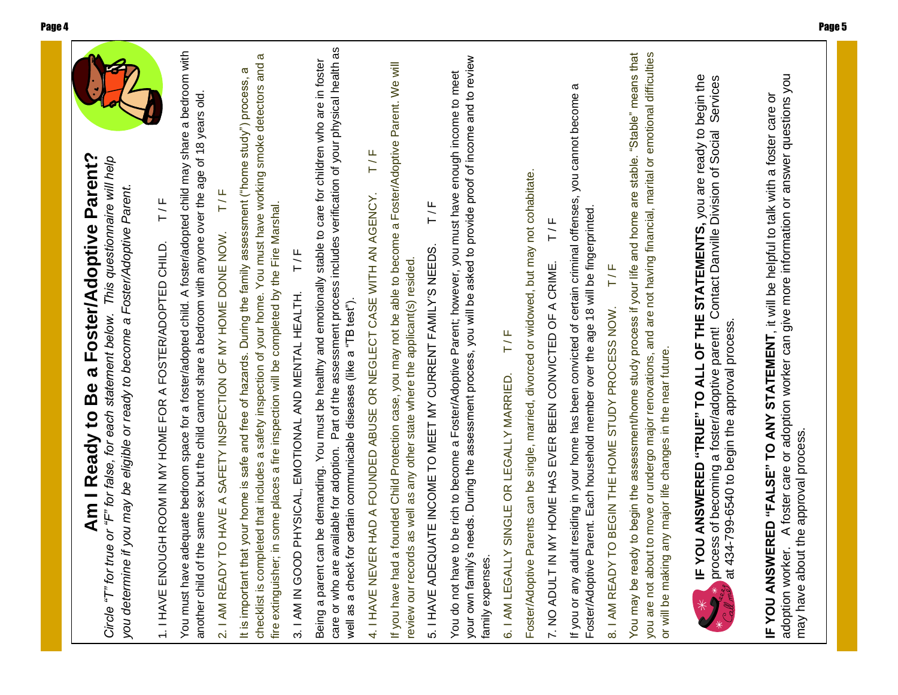# Am I Ready to Be a Foster/Adoptive Parent?

*Circle "T" for true or "F" for false, for each statement below. This questionnaire will help you determine if you may be eligible or ready to become a Foster/Adoptive Parent.*

1. I HAVE ENOUGH ROOM IN MY HOME FOR A FOSTER/ADOPTED CHILD. T / F

You must have adequate bedroom space for a foster/adopted child. A foster/adopted child may share a bedroom with another child of the same sex but the child cannot share a bedroom with anyone over the age of 18 years old.

2. I AM READY TO HAVE A SAFETY INSPECTION OF MY HOME DONE NOW. T / F

It is important that your home is safe and free of hazards. During the family assessment ("home study") process, a checklist is completed that includes a safety inspection of your home. You must have working smoke detectors and a fire extinguisher; in some places a fire inspection will be completed by the Fire Marshal.

3. I AM IN GOOD PHYSICAL, EMOTIONAL AND MENTAL HEALTH. T / F

Being a parent can be demanding. You must be healthy and emotionally stable to care for children who are in foster care or who are available for adoption. Part of the assessment process includes verification of your physical health as well as a check for certain communicable diseases (like a "TB test").

4. I HAVE NEVER HAD A FOUNDED ABUSE OR NEGLECT CASE WITH AN AGENCY. T / F

If you have had a founded Child Protection case, you may not be able to become a Foster/Adoptive Parent. We will review our records as well as any other state where the applicant(s) resided.

5. I HAVE ADEQUATE INCOME TO MEET MY CURRENT FAMILY'S NEEDS. T / F

You do not have to be rich to become a Foster/Adoptive Parent; however, you must have enough income to meet your own family's needs. During the assessment process, you will be asked to provide proof of income and to review family expenses.

6. I AM LEGALLY SINGLE OR LEGALLY MARRIED. T / F

Foster/Adoptive Parents can be single, married, divorced or widowed, but may not cohabitate.

7. NO ADULT IN MY HOME HAS EVER BEEN CONVICTED OF A CRIME. T / F

If you or any adult residing in your home has been convicted of certain criminal offenses, you cannot become a Foster/Adoptive Parent. Each household member over the age 18 will be fingerprinted.

8. I AM READY TO BEGIN THE HOME STUDY PROCESS NOW. T / F

You may be ready to begin the assessment/home study process if your life and home are stable. "Stable" means that you are not about to move or undergo major renovations, and are not having financial, marital or emotional difficulties or will be making any major life changes in the near future.

**IF YOU ANSWERED "TRUE" TO ALL OF THE STATEMENTS,** you are ready to begin the process of becoming a foster/adoptive parent! Contact Danville Division of Social Services at 434-799-6540 to begin the approval process.

**IF YOU ANSWERED "FALSE" TO ANY STATEMENT**, it will be helpful to talk with a foster care or adoption worker. A foster care or adoption worker can give more information or answer questions you may have about the approval process.